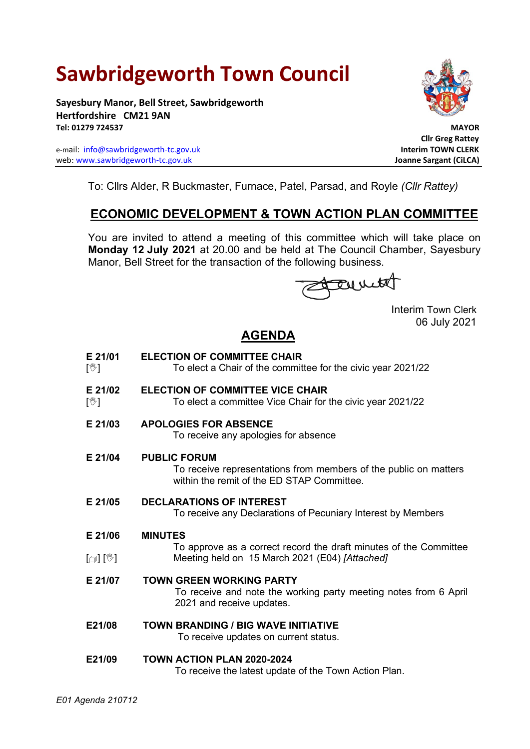# Sawbridgeworth Town Council

**Sayesbury Manor, Bell Street, Sawbridgeworth**
**Hertfordshire CM21 9AN**
**Tel: 01279 724537**

e-mail: info@sawbridgeworth-tc.gov.uk
web: www.sawbridgeworth-tc.gov.uk

**MAYOR**
**Cllr Greg Rattey**
**Interim TOWN CLERK**
**Joanne Sargant (CiLCA)**

To: Cllrs Alder, R Buckmaster, Furnace, Patel, Parsad, and Royle *(Cllr Rattey)*

## ECONOMIC DEVELOPMENT & TOWN ACTION PLAN COMMITTEE

You are invited to attend a meeting of this committee which will take place on **Monday 12 July 2021** at 20.00 and be held at The Council Chamber, Sayesbury Manor, Bell Street for the transaction of the following business.

Interim Town Clerk
06 July 2021

## AGENDA

**E 21/01** **ELECTION OF COMMITTEE CHAIR**
[✋] To elect a Chair of the committee for the civic year 2021/22

**E 21/02** **ELECTION OF COMMITTEE VICE CHAIR**
[✋] To elect a committee Vice Chair for the civic year 2021/22

**E 21/03** **APOLOGIES FOR ABSENCE**
To receive any apologies for absence

**E 21/04** **PUBLIC FORUM**
To receive representations from members of the public on matters within the remit of the ED STAP Committee.

**E 21/05** **DECLARATIONS OF INTEREST**
To receive any Declarations of Pecuniary Interest by Members

**E 21/06** **MINUTES**
[▤] [✋] To approve as a correct record the draft minutes of the Committee Meeting held on 15 March 2021 (E04) *[Attached]*

**E 21/07** **TOWN GREEN WORKING PARTY**
To receive and note the working party meeting notes from 6 April 2021 and receive updates.

**E21/08** **TOWN BRANDING / BIG WAVE INITIATIVE**
To receive updates on current status.

**E21/09** **TOWN ACTION PLAN 2020-2024**
To receive the latest update of the Town Action Plan.

*E01 Agenda 210712*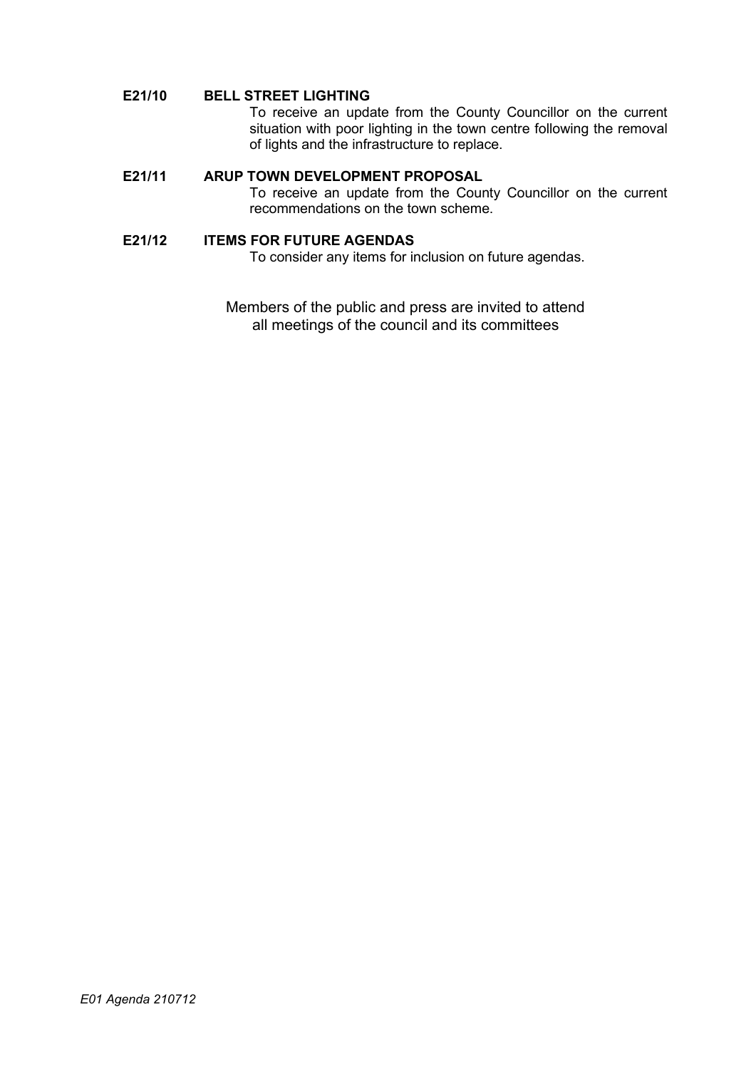**E21/10 BELL STREET LIGHTING**

To receive an update from the County Councillor on the current situation with poor lighting in the town centre following the removal of lights and the infrastructure to replace.

**E21/11 ARUP TOWN DEVELOPMENT PROPOSAL**

To receive an update from the County Councillor on the current recommendations on the town scheme.

**E21/12 ITEMS FOR FUTURE AGENDAS**

To consider any items for inclusion on future agendas.

Members of the public and press are invited to attend all meetings of the council and its committees

*E01 Agenda 210712*